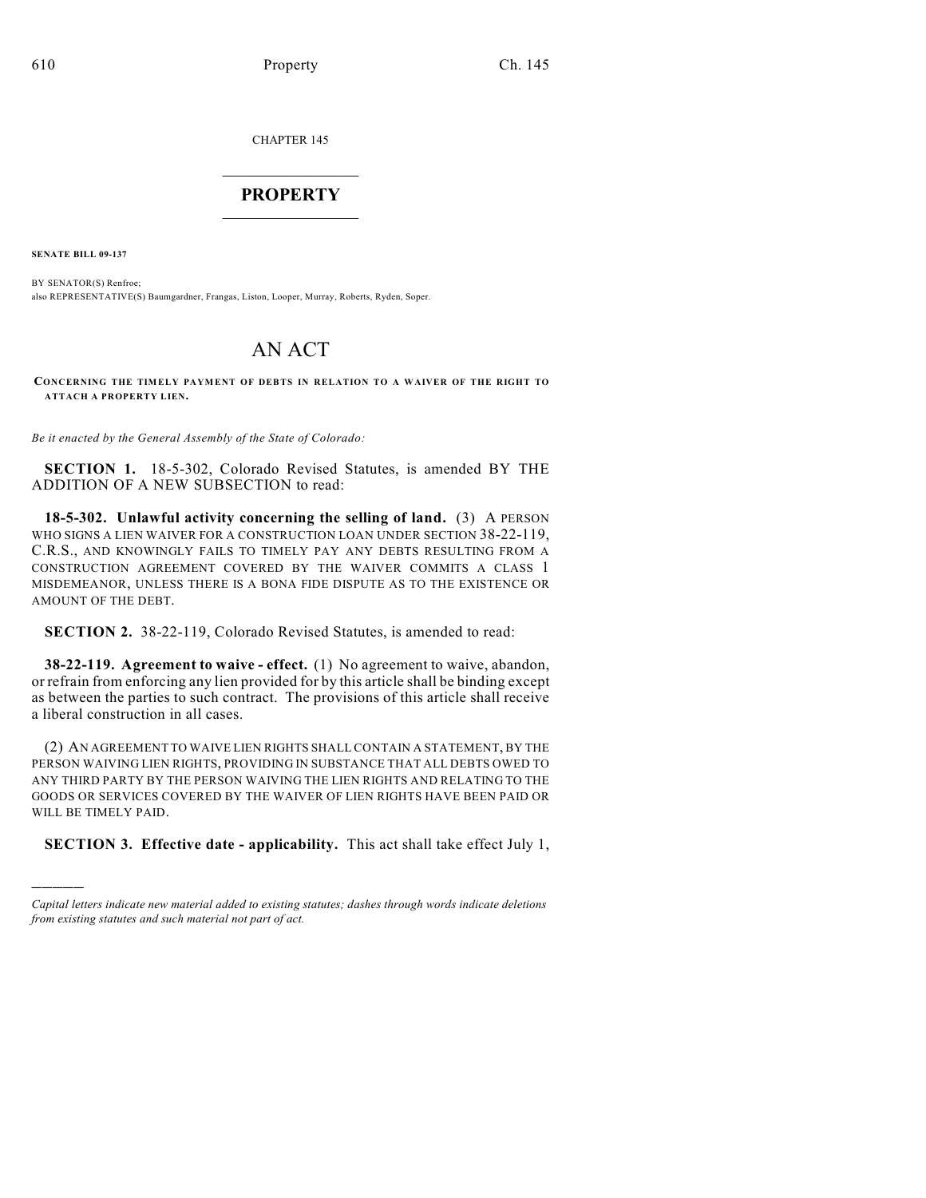CHAPTER 145

# PROPERTY

**SENATE BILL 09-137**

BY SENATOR(S) Renfroe;
also REPRESENTATIVE(S) Baumgardner, Frangas, Liston, Looper, Murray, Roberts, Ryden, Soper.

# AN ACT

**CONCERNING THE TIMELY PAYMENT OF DEBTS IN RELATION TO A WAIVER OF THE RIGHT TO ATTACH A PROPERTY LIEN.**

*Be it enacted by the General Assembly of the State of Colorado:*

**SECTION 1.** 18-5-302, Colorado Revised Statutes, is amended BY THE ADDITION OF A NEW SUBSECTION to read:

**18-5-302. Unlawful activity concerning the selling of land.** (3) A PERSON WHO SIGNS A LIEN WAIVER FOR A CONSTRUCTION LOAN UNDER SECTION 38-22-119, C.R.S., AND KNOWINGLY FAILS TO TIMELY PAY ANY DEBTS RESULTING FROM A CONSTRUCTION AGREEMENT COVERED BY THE WAIVER COMMITS A CLASS 1 MISDEMEANOR, UNLESS THERE IS A BONA FIDE DISPUTE AS TO THE EXISTENCE OR AMOUNT OF THE DEBT.

**SECTION 2.** 38-22-119, Colorado Revised Statutes, is amended to read:

**38-22-119. Agreement to waive - effect.** (1) No agreement to waive, abandon, or refrain from enforcing any lien provided for by this article shall be binding except as between the parties to such contract. The provisions of this article shall receive a liberal construction in all cases.

(2) AN AGREEMENT TO WAIVE LIEN RIGHTS SHALL CONTAIN A STATEMENT, BY THE PERSON WAIVING LIEN RIGHTS, PROVIDING IN SUBSTANCE THAT ALL DEBTS OWED TO ANY THIRD PARTY BY THE PERSON WAIVING THE LIEN RIGHTS AND RELATING TO THE GOODS OR SERVICES COVERED BY THE WAIVER OF LIEN RIGHTS HAVE BEEN PAID OR WILL BE TIMELY PAID.

**SECTION 3. Effective date - applicability.** This act shall take effect July 1,

---

*Capital letters indicate new material added to existing statutes; dashes through words indicate deletions from existing statutes and such material not part of act.*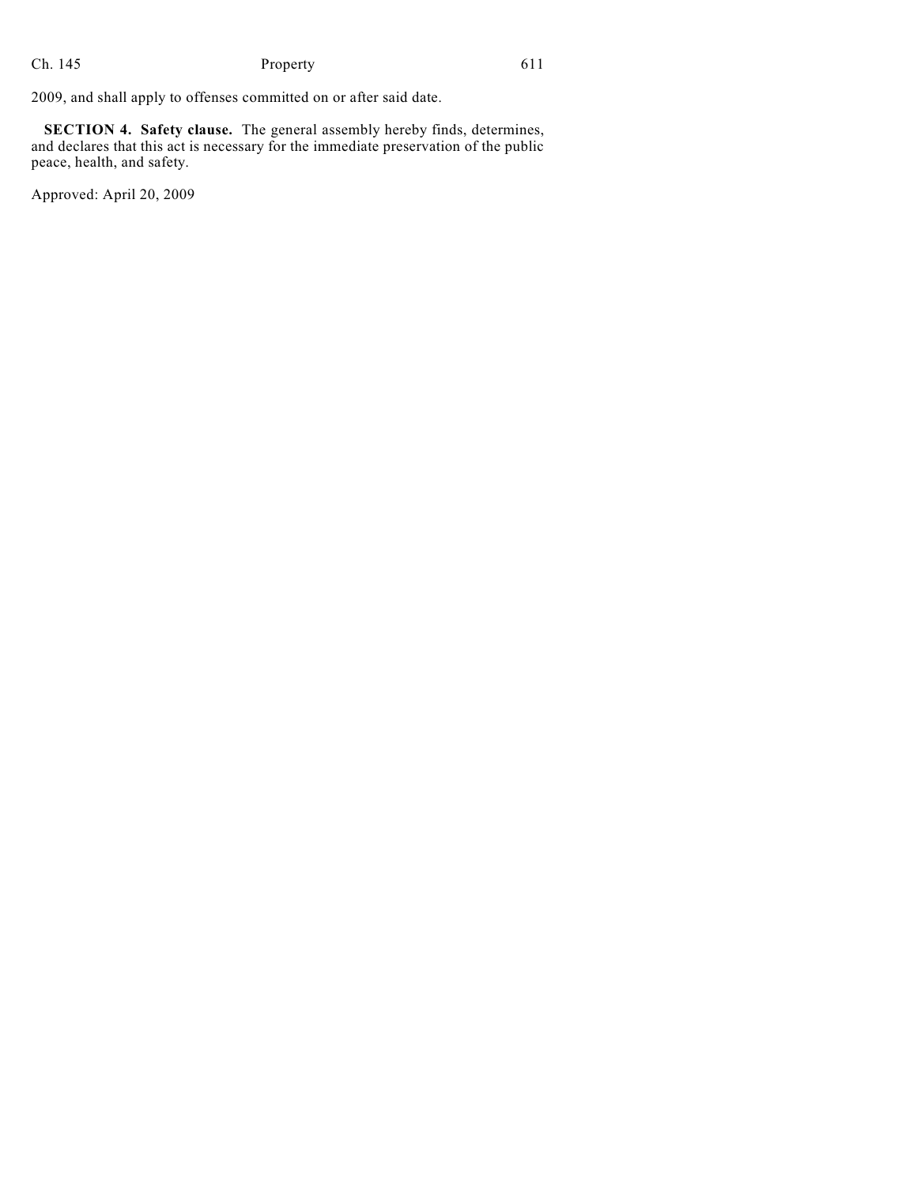2009, and shall apply to offenses committed on or after said date.

**SECTION 4. Safety clause.** The general assembly hereby finds, determines, and declares that this act is necessary for the immediate preservation of the public peace, health, and safety.

Approved: April 20, 2009